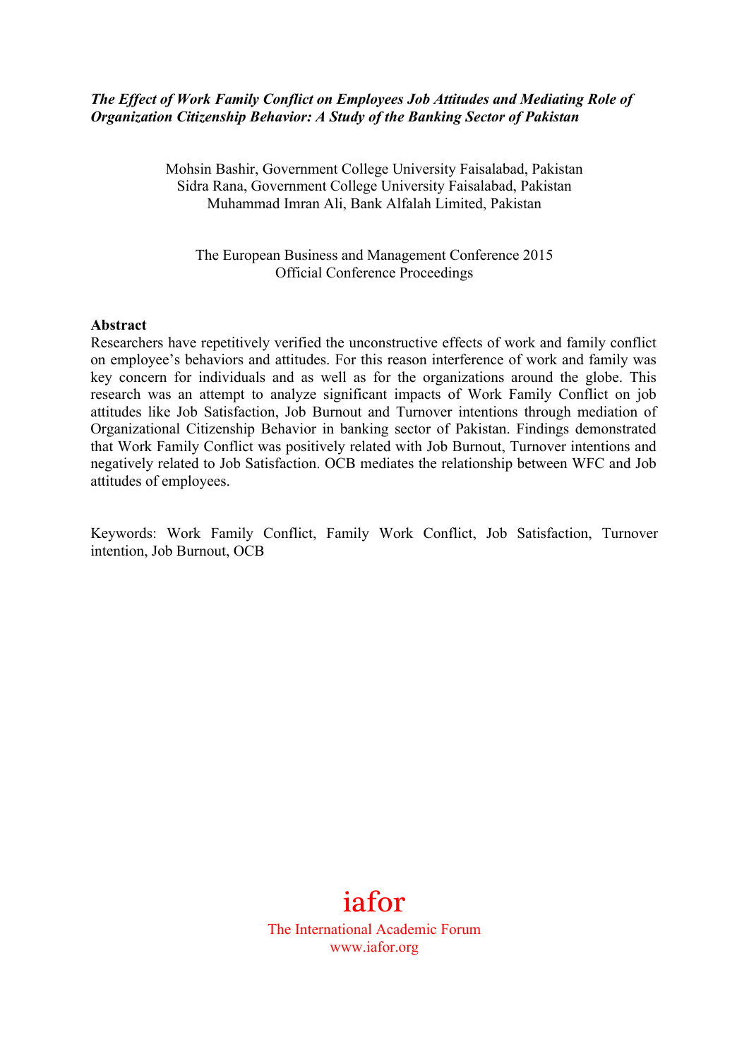***The Effect of Work Family Conflict on Employees Job Attitudes and Mediating Role of Organization Citizenship Behavior: A Study of the Banking Sector of Pakistan***

Mohsin Bashir, Government College University Faisalabad, Pakistan
Sidra Rana, Government College University Faisalabad, Pakistan
Muhammad Imran Ali, Bank Alfalah Limited, Pakistan

The European Business and Management Conference 2015
Official Conference Proceedings

**Abstract**

Researchers have repetitively verified the unconstructive effects of work and family conflict on employee's behaviors and attitudes. For this reason interference of work and family was key concern for individuals and as well as for the organizations around the globe. This research was an attempt to analyze significant impacts of Work Family Conflict on job attitudes like Job Satisfaction, Job Burnout and Turnover intentions through mediation of Organizational Citizenship Behavior in banking sector of Pakistan. Findings demonstrated that Work Family Conflict was positively related with Job Burnout, Turnover intentions and negatively related to Job Satisfaction. OCB mediates the relationship between WFC and Job attitudes of employees.

Keywords: Work Family Conflict, Family Work Conflict, Job Satisfaction, Turnover intention, Job Burnout, OCB

iafor
The International Academic Forum
www.iafor.org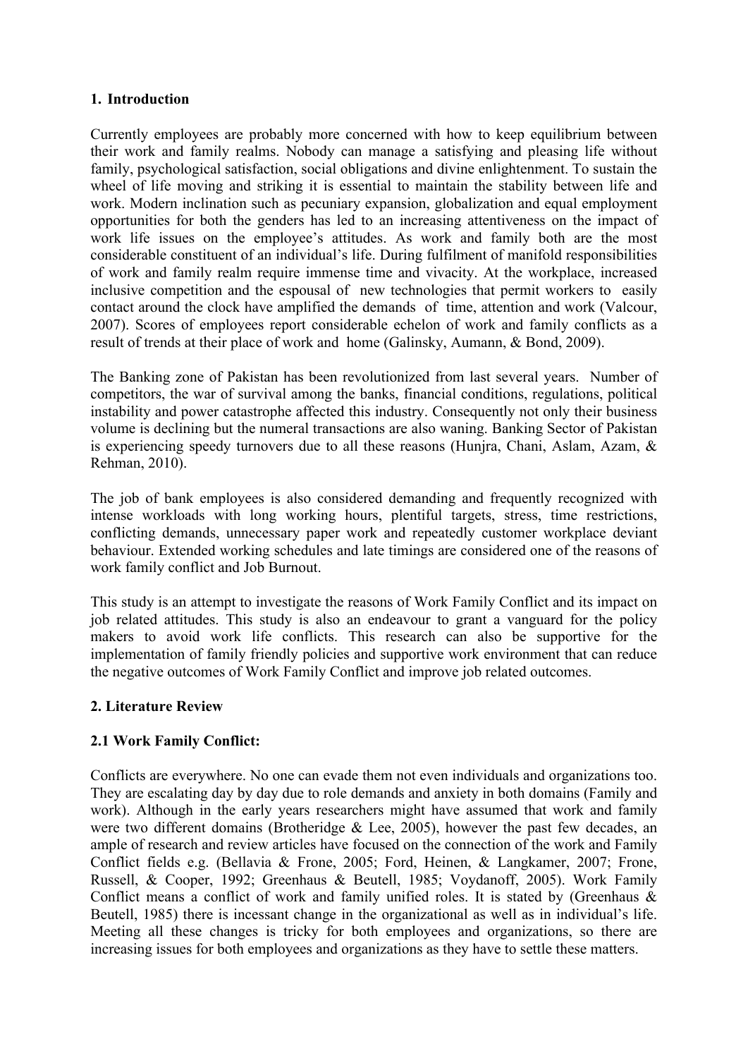## 1. Introduction

Currently employees are probably more concerned with how to keep equilibrium between their work and family realms. Nobody can manage a satisfying and pleasing life without family, psychological satisfaction, social obligations and divine enlightenment. To sustain the wheel of life moving and striking it is essential to maintain the stability between life and work. Modern inclination such as pecuniary expansion, globalization and equal employment opportunities for both the genders has led to an increasing attentiveness on the impact of work life issues on the employee's attitudes. As work and family both are the most considerable constituent of an individual's life. During fulfilment of manifold responsibilities of work and family realm require immense time and vivacity. At the workplace, increased inclusive competition and the espousal of new technologies that permit workers to easily contact around the clock have amplified the demands of time, attention and work (Valcour, 2007). Scores of employees report considerable echelon of work and family conflicts as a result of trends at their place of work and home (Galinsky, Aumann, & Bond, 2009).

The Banking zone of Pakistan has been revolutionized from last several years. Number of competitors, the war of survival among the banks, financial conditions, regulations, political instability and power catastrophe affected this industry. Consequently not only their business volume is declining but the numeral transactions are also waning. Banking Sector of Pakistan is experiencing speedy turnovers due to all these reasons (Hunjra, Chani, Aslam, Azam, & Rehman, 2010).

The job of bank employees is also considered demanding and frequently recognized with intense workloads with long working hours, plentiful targets, stress, time restrictions, conflicting demands, unnecessary paper work and repeatedly customer workplace deviant behaviour. Extended working schedules and late timings are considered one of the reasons of work family conflict and Job Burnout.

This study is an attempt to investigate the reasons of Work Family Conflict and its impact on job related attitudes. This study is also an endeavour to grant a vanguard for the policy makers to avoid work life conflicts. This research can also be supportive for the implementation of family friendly policies and supportive work environment that can reduce the negative outcomes of Work Family Conflict and improve job related outcomes.

## 2. Literature Review

### 2.1 Work Family Conflict:

Conflicts are everywhere. No one can evade them not even individuals and organizations too. They are escalating day by day due to role demands and anxiety in both domains (Family and work). Although in the early years researchers might have assumed that work and family were two different domains (Brotheridge & Lee, 2005), however the past few decades, an ample of research and review articles have focused on the connection of the work and Family Conflict fields e.g. (Bellavia & Frone, 2005; Ford, Heinen, & Langkamer, 2007; Frone, Russell, & Cooper, 1992; Greenhaus & Beutell, 1985; Voydanoff, 2005). Work Family Conflict means a conflict of work and family unified roles. It is stated by (Greenhaus & Beutell, 1985) there is incessant change in the organizational as well as in individual's life. Meeting all these changes is tricky for both employees and organizations, so there are increasing issues for both employees and organizations as they have to settle these matters.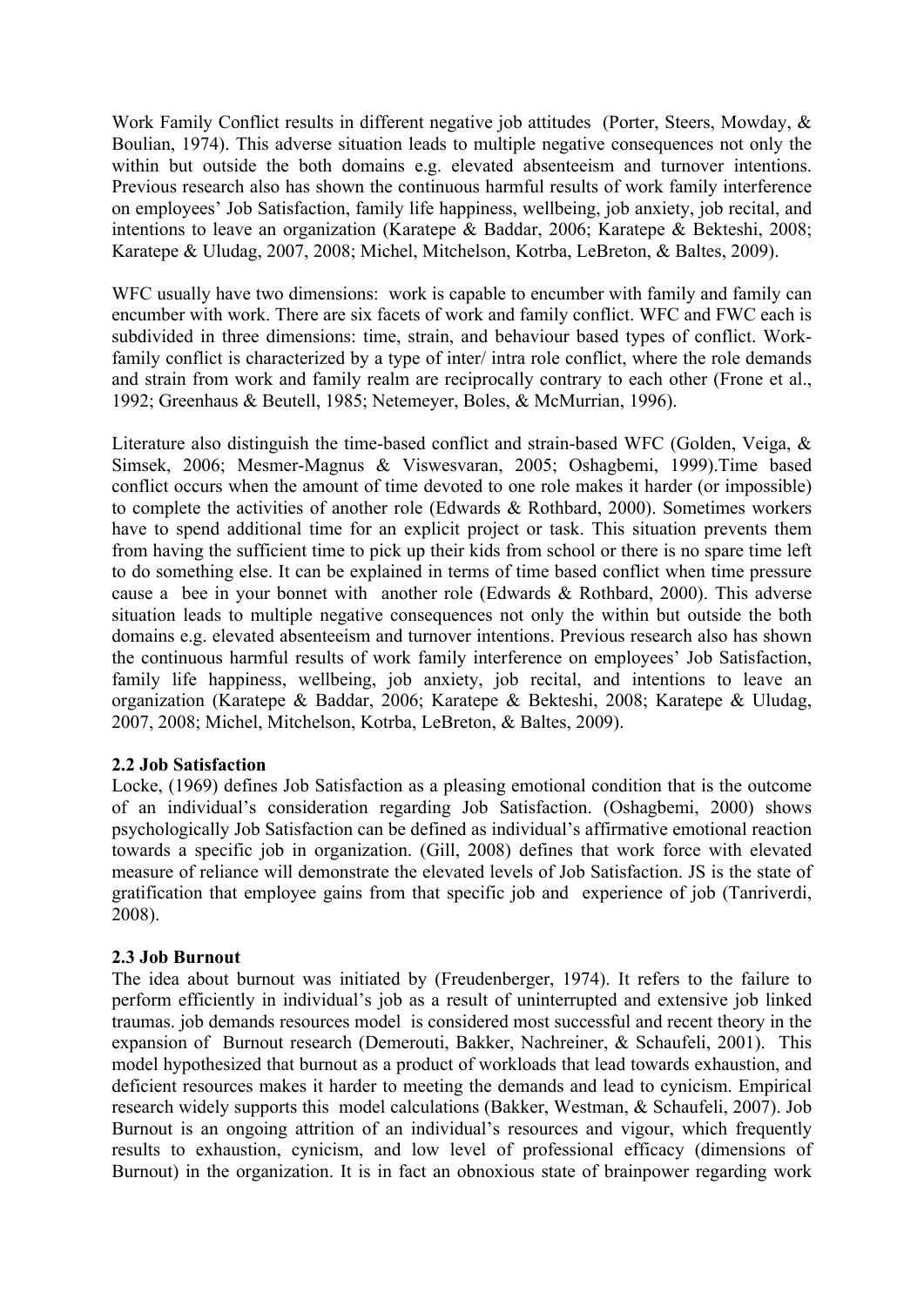Work Family Conflict results in different negative job attitudes (Porter, Steers, Mowday, & Boulian, 1974). This adverse situation leads to multiple negative consequences not only the within but outside the both domains e.g. elevated absenteeism and turnover intentions. Previous research also has shown the continuous harmful results of work family interference on employees' Job Satisfaction, family life happiness, wellbeing, job anxiety, job recital, and intentions to leave an organization (Karatepe & Baddar, 2006; Karatepe & Bekteshi, 2008; Karatepe & Uludag, 2007, 2008; Michel, Mitchelson, Kotrba, LeBreton, & Baltes, 2009).

WFC usually have two dimensions: work is capable to encumber with family and family can encumber with work. There are six facets of work and family conflict. WFC and FWC each is subdivided in three dimensions: time, strain, and behaviour based types of conflict. Work-family conflict is characterized by a type of inter/ intra role conflict, where the role demands and strain from work and family realm are reciprocally contrary to each other (Frone et al., 1992; Greenhaus & Beutell, 1985; Netemeyer, Boles, & McMurrian, 1996).

Literature also distinguish the time-based conflict and strain-based WFC (Golden, Veiga, & Simsek, 2006; Mesmer-Magnus & Viswesvaran, 2005; Oshagbemi, 1999).Time based conflict occurs when the amount of time devoted to one role makes it harder (or impossible) to complete the activities of another role (Edwards & Rothbard, 2000). Sometimes workers have to spend additional time for an explicit project or task. This situation prevents them from having the sufficient time to pick up their kids from school or there is no spare time left to do something else. It can be explained in terms of time based conflict when time pressure cause a bee in your bonnet with another role (Edwards & Rothbard, 2000). This adverse situation leads to multiple negative consequences not only the within but outside the both domains e.g. elevated absenteeism and turnover intentions. Previous research also has shown the continuous harmful results of work family interference on employees' Job Satisfaction, family life happiness, wellbeing, job anxiety, job recital, and intentions to leave an organization (Karatepe & Baddar, 2006; Karatepe & Bekteshi, 2008; Karatepe & Uludag, 2007, 2008; Michel, Mitchelson, Kotrba, LeBreton, & Baltes, 2009).

### 2.2 Job Satisfaction

Locke, (1969) defines Job Satisfaction as a pleasing emotional condition that is the outcome of an individual's consideration regarding Job Satisfaction. (Oshagbemi, 2000) shows psychologically Job Satisfaction can be defined as individual's affirmative emotional reaction towards a specific job in organization. (Gill, 2008) defines that work force with elevated measure of reliance will demonstrate the elevated levels of Job Satisfaction. JS is the state of gratification that employee gains from that specific job and experience of job (Tanriverdi, 2008).

### 2.3 Job Burnout

The idea about burnout was initiated by (Freudenberger, 1974). It refers to the failure to perform efficiently in individual's job as a result of uninterrupted and extensive job linked traumas. job demands resources model is considered most successful and recent theory in the expansion of Burnout research (Demerouti, Bakker, Nachreiner, & Schaufeli, 2001). This model hypothesized that burnout as a product of workloads that lead towards exhaustion, and deficient resources makes it harder to meeting the demands and lead to cynicism. Empirical research widely supports this model calculations (Bakker, Westman, & Schaufeli, 2007). Job Burnout is an ongoing attrition of an individual's resources and vigour, which frequently results to exhaustion, cynicism, and low level of professional efficacy (dimensions of Burnout) in the organization. It is in fact an obnoxious state of brainpower regarding work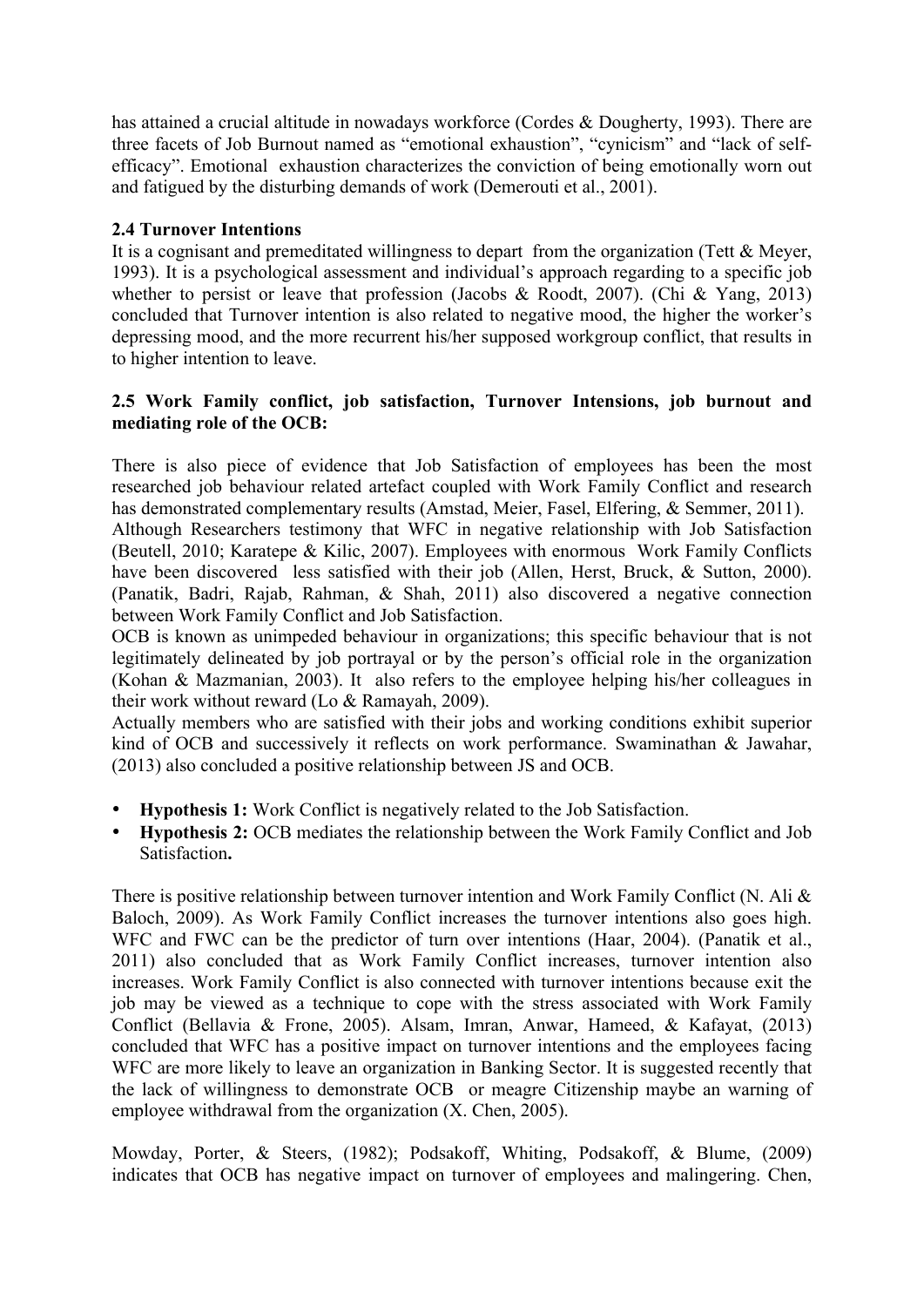has attained a crucial altitude in nowadays workforce (Cordes & Dougherty, 1993). There are three facets of Job Burnout named as "emotional exhaustion", "cynicism" and "lack of self-efficacy". Emotional exhaustion characterizes the conviction of being emotionally worn out and fatigued by the disturbing demands of work (Demerouti et al., 2001).

### 2.4 Turnover Intentions

It is a cognisant and premeditated willingness to depart from the organization (Tett & Meyer, 1993). It is a psychological assessment and individual's approach regarding to a specific job whether to persist or leave that profession (Jacobs & Roodt, 2007). (Chi & Yang, 2013) concluded that Turnover intention is also related to negative mood, the higher the worker's depressing mood, and the more recurrent his/her supposed workgroup conflict, that results in to higher intention to leave.

### 2.5 Work Family conflict, job satisfaction, Turnover Intensions, job burnout and mediating role of the OCB:

There is also piece of evidence that Job Satisfaction of employees has been the most researched job behaviour related artefact coupled with Work Family Conflict and research has demonstrated complementary results (Amstad, Meier, Fasel, Elfering, & Semmer, 2011). Although Researchers testimony that WFC in negative relationship with Job Satisfaction (Beutell, 2010; Karatepe & Kilic, 2007). Employees with enormous Work Family Conflicts have been discovered less satisfied with their job (Allen, Herst, Bruck, & Sutton, 2000). (Panatik, Badri, Rajab, Rahman, & Shah, 2011) also discovered a negative connection between Work Family Conflict and Job Satisfaction.

OCB is known as unimpeded behaviour in organizations; this specific behaviour that is not legitimately delineated by job portrayal or by the person's official role in the organization (Kohan & Mazmanian, 2003). It also refers to the employee helping his/her colleagues in their work without reward (Lo & Ramayah, 2009).

Actually members who are satisfied with their jobs and working conditions exhibit superior kind of OCB and successively it reflects on work performance. Swaminathan & Jawahar, (2013) also concluded a positive relationship between JS and OCB.

- **Hypothesis 1:** Work Conflict is negatively related to the Job Satisfaction.
- **Hypothesis 2:** OCB mediates the relationship between the Work Family Conflict and Job Satisfaction**.**

There is positive relationship between turnover intention and Work Family Conflict (N. Ali & Baloch, 2009). As Work Family Conflict increases the turnover intentions also goes high. WFC and FWC can be the predictor of turn over intentions (Haar, 2004). (Panatik et al., 2011) also concluded that as Work Family Conflict increases, turnover intention also increases. Work Family Conflict is also connected with turnover intentions because exit the job may be viewed as a technique to cope with the stress associated with Work Family Conflict (Bellavia & Frone, 2005). Alsam, Imran, Anwar, Hameed, & Kafayat, (2013) concluded that WFC has a positive impact on turnover intentions and the employees facing WFC are more likely to leave an organization in Banking Sector. It is suggested recently that the lack of willingness to demonstrate OCB or meagre Citizenship maybe an warning of employee withdrawal from the organization (X. Chen, 2005).

Mowday, Porter, & Steers, (1982); Podsakoff, Whiting, Podsakoff, & Blume, (2009) indicates that OCB has negative impact on turnover of employees and malingering. Chen,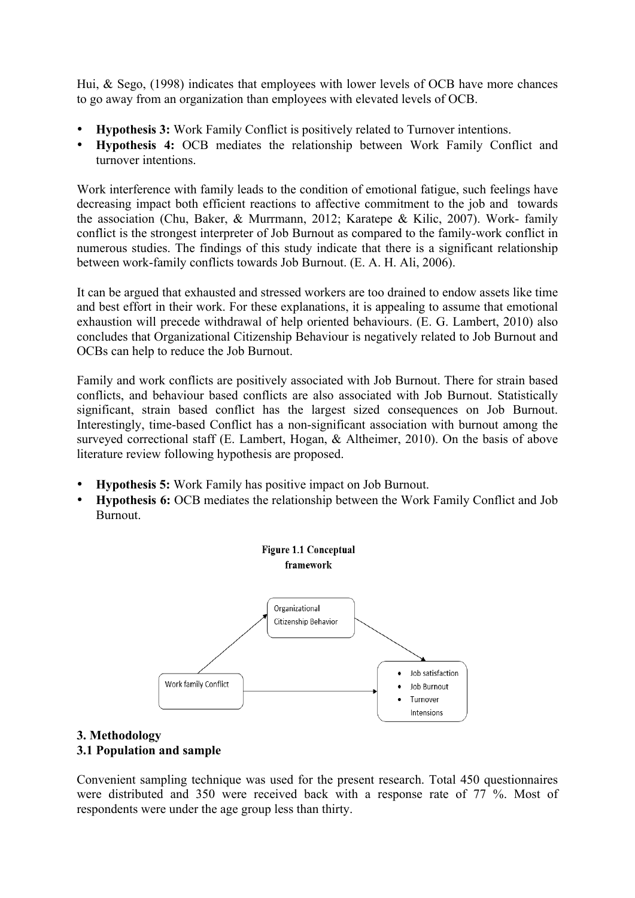Hui, & Sego, (1998) indicates that employees with lower levels of OCB have more chances to go away from an organization than employees with elevated levels of OCB.

- **Hypothesis 3:** Work Family Conflict is positively related to Turnover intentions.
- **Hypothesis 4:** OCB mediates the relationship between Work Family Conflict and turnover intentions.

Work interference with family leads to the condition of emotional fatigue, such feelings have decreasing impact both efficient reactions to affective commitment to the job and towards the association (Chu, Baker, & Murrmann, 2012; Karatepe & Kilic, 2007). Work- family conflict is the strongest interpreter of Job Burnout as compared to the family-work conflict in numerous studies. The findings of this study indicate that there is a significant relationship between work-family conflicts towards Job Burnout. (E. A. H. Ali, 2006).

It can be argued that exhausted and stressed workers are too drained to endow assets like time and best effort in their work. For these explanations, it is appealing to assume that emotional exhaustion will precede withdrawal of help oriented behaviours. (E. G. Lambert, 2010) also concludes that Organizational Citizenship Behaviour is negatively related to Job Burnout and OCBs can help to reduce the Job Burnout.

Family and work conflicts are positively associated with Job Burnout. There for strain based conflicts, and behaviour based conflicts are also associated with Job Burnout. Statistically significant, strain based conflict has the largest sized consequences on Job Burnout. Interestingly, time-based Conflict has a non-significant association with burnout among the surveyed correctional staff (E. Lambert, Hogan, & Altheimer, 2010). On the basis of above literature review following hypothesis are proposed.

- **Hypothesis 5:** Work Family has positive impact on Job Burnout.
- **Hypothesis 6:** OCB mediates the relationship between the Work Family Conflict and Job Burnout.

**Figure 1.1 Conceptual framework**

Organizational Citizenship Behavior

Work family Conflict

- Job satisfaction
- Job Burnout
- Turnover Intensions

## 3. Methodology

### 3.1 Population and sample

Convenient sampling technique was used for the present research. Total 450 questionnaires were distributed and 350 were received back with a response rate of 77 %. Most of respondents were under the age group less than thirty.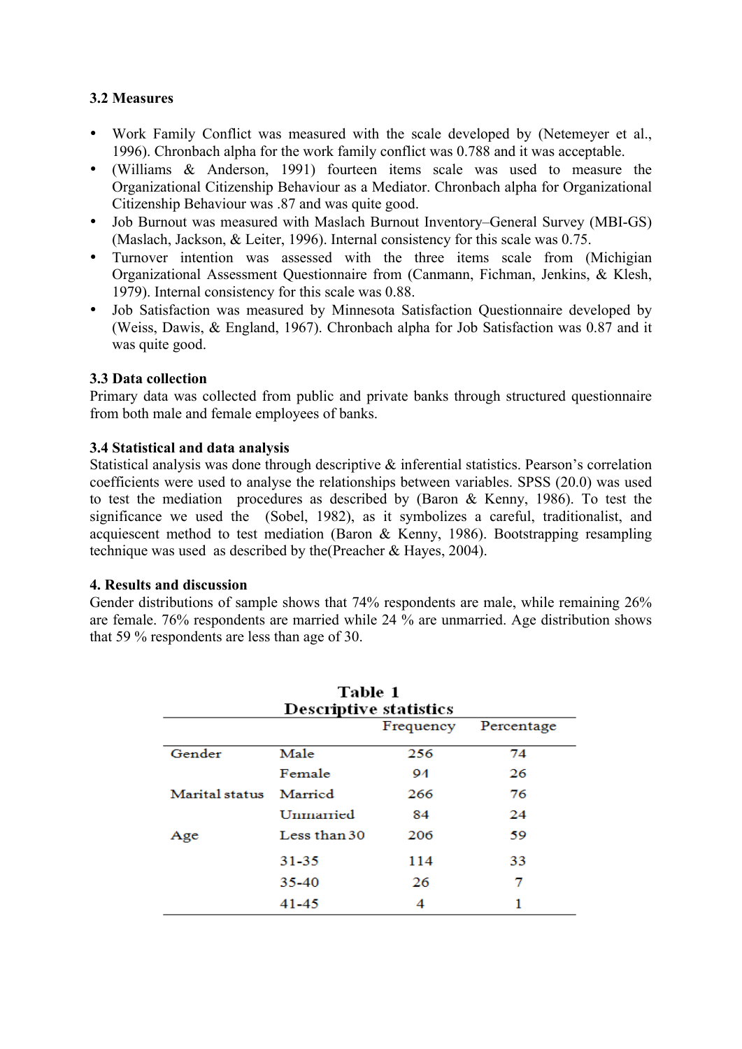### 3.2 Measures

- Work Family Conflict was measured with the scale developed by (Netemeyer et al., 1996). Chronbach alpha for the work family conflict was 0.788 and it was acceptable.
- (Williams & Anderson, 1991) fourteen items scale was used to measure the Organizational Citizenship Behaviour as a Mediator. Chronbach alpha for Organizational Citizenship Behaviour was .87 and was quite good.
- Job Burnout was measured with Maslach Burnout Inventory–General Survey (MBI-GS) (Maslach, Jackson, & Leiter, 1996). Internal consistency for this scale was 0.75.
- Turnover intention was assessed with the three items scale from (Michigian Organizational Assessment Questionnaire from (Canmann, Fichman, Jenkins, & Klesh, 1979). Internal consistency for this scale was 0.88.
- Job Satisfaction was measured by Minnesota Satisfaction Questionnaire developed by (Weiss, Dawis, & England, 1967). Chronbach alpha for Job Satisfaction was 0.87 and it was quite good.

### 3.3 Data collection

Primary data was collected from public and private banks through structured questionnaire from both male and female employees of banks.

### 3.4 Statistical and data analysis

Statistical analysis was done through descriptive & inferential statistics. Pearson's correlation coefficients were used to analyse the relationships between variables. SPSS (20.0) was used to test the mediation procedures as described by (Baron & Kenny, 1986). To test the significance we used the (Sobel, 1982), as it symbolizes a careful, traditionalist, and acquiescent method to test mediation (Baron & Kenny, 1986). Bootstrapping resampling technique was used as described by the(Preacher & Hayes, 2004).

## 4. Results and discussion

Gender distributions of sample shows that 74% respondents are male, while remaining 26% are female. 76% respondents are married while 24 % are unmarried. Age distribution shows that 59 % respondents are less than age of 30.

**Table 1**
**Descriptive statistics**

| | | Frequency | Percentage |
|---|---|---|---|
| Gender | Male | 256 | 74 |
| | Female | 94 | 26 |
| Marital status | Married | 266 | 76 |
| | Unmarried | 84 | 24 |
| Age | Less than 30 | 206 | 59 |
| | 31-35 | 114 | 33 |
| | 35-40 | 26 | 7 |
| | 41-45 | 4 | 1 |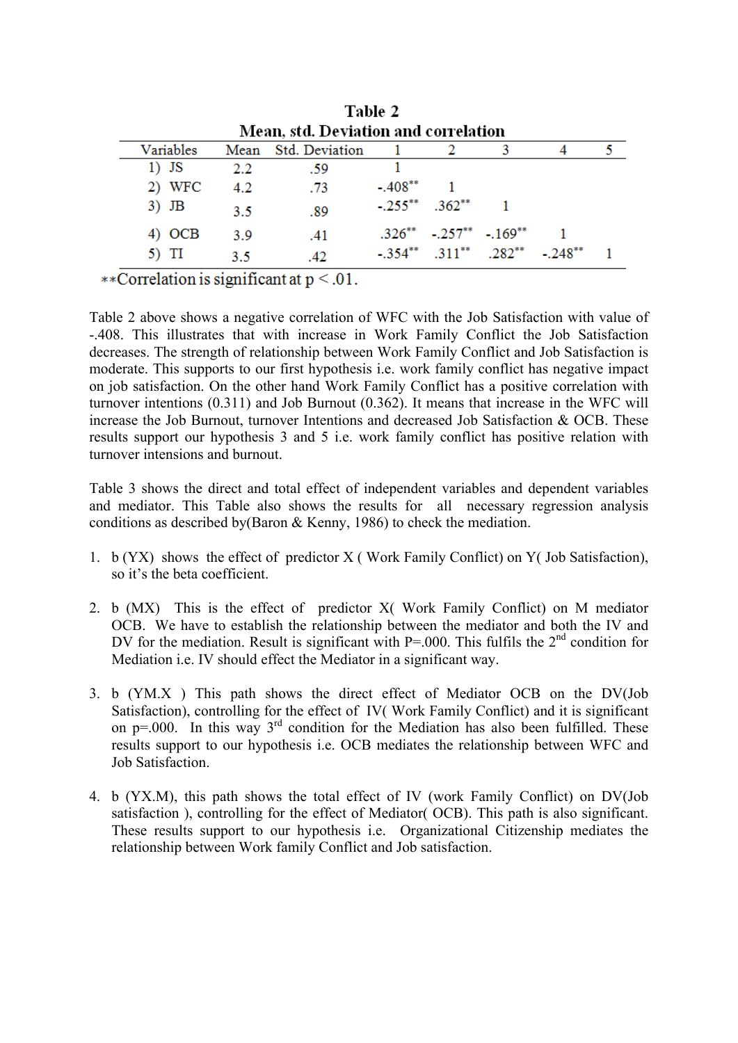**Table 2**
**Mean, std. Deviation and correlation**

| Variables | Mean | Std. Deviation | 1 | 2 | 3 | 4 | 5 |
|---|---|---|---|---|---|---|---|
| 1) JS | 2.2 | .59 | 1 | | | | |
| 2) WFC | 4.2 | .73 | -.408** | 1 | | | |
| 3) JB | 3.5 | .89 | -.255** | .362** | 1 | | |
| 4) OCB | 3.9 | .41 | .326** | -.257** | -.169** | 1 | |
| 5) TI | 3.5 | .42 | -.354** | .311** | .282** | -.248** | 1 |

**Correlation is significant at $p < .01$.

Table 2 above shows a negative correlation of WFC with the Job Satisfaction with value of -.408. This illustrates that with increase in Work Family Conflict the Job Satisfaction decreases. The strength of relationship between Work Family Conflict and Job Satisfaction is moderate. This supports to our first hypothesis i.e. work family conflict has negative impact on job satisfaction. On the other hand Work Family Conflict has a positive correlation with turnover intentions (0.311) and Job Burnout (0.362). It means that increase in the WFC will increase the Job Burnout, turnover Intentions and decreased Job Satisfaction & OCB. These results support our hypothesis 3 and 5 i.e. work family conflict has positive relation with turnover intensions and burnout.

Table 3 shows the direct and total effect of independent variables and dependent variables and mediator. This Table also shows the results for all necessary regression analysis conditions as described by(Baron & Kenny, 1986) to check the mediation.

1. b (YX) shows the effect of predictor X ( Work Family Conflict) on Y( Job Satisfaction), so it's the beta coefficient.

2. b (MX) This is the effect of predictor X( Work Family Conflict) on M mediator OCB. We have to establish the relationship between the mediator and both the IV and DV for the mediation. Result is significant with P=.000. This fulfils the 2nd condition for Mediation i.e. IV should effect the Mediator in a significant way.

3. b (YM.X ) This path shows the direct effect of Mediator OCB on the DV(Job Satisfaction), controlling for the effect of IV( Work Family Conflict) and it is significant on p=.000. In this way 3rd condition for the Mediation has also been fulfilled. These results support to our hypothesis i.e. OCB mediates the relationship between WFC and Job Satisfaction.

4. b (YX.M), this path shows the total effect of IV (work Family Conflict) on DV(Job satisfaction ), controlling for the effect of Mediator( OCB). This path is also significant. These results support to our hypothesis i.e. Organizational Citizenship mediates the relationship between Work family Conflict and Job satisfaction.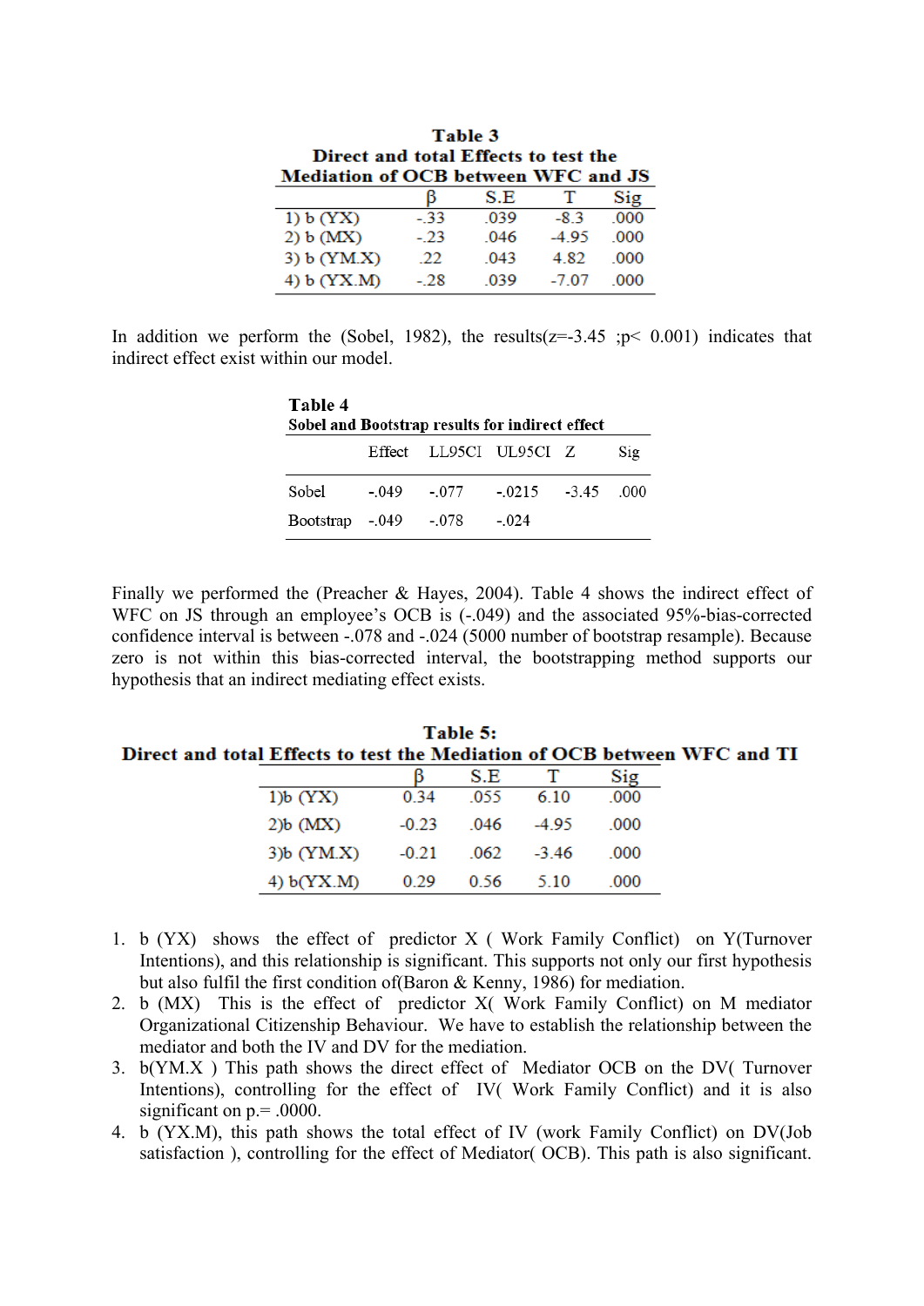**Table 3**
**Direct and total Effects to test the Mediation of OCB between WFC and JS**

| | β | S.E | T | Sig |
|---|---|---|---|---|
| 1) b (YX) | -.33 | .039 | -8.3 | .000 |
| 2) b (MX) | -.23 | .046 | -4.95 | .000 |
| 3) b (YM.X) | .22 | .043 | 4.82 | .000 |
| 4) b (YX.M) | -.28 | .039 | -7.07 | .000 |

In addition we perform the (Sobel, 1982), the results($z$=-3.45 ;$p$< 0.001) indicates that indirect effect exist within our model.

**Table 4**
**Sobel and Bootstrap results for indirect effect**

| | Effect | LL95CI | UL95CI | Z | Sig |
|---|---|---|---|---|---|
| Sobel | -.049 | -.077 | -.0215 | -3.45 | .000 |
| Bootstrap | -.049 | -.078 | -.024 | | |

Finally we performed the (Preacher & Hayes, 2004). Table 4 shows the indirect effect of WFC on JS through an employee's OCB is (-.049) and the associated 95%-bias-corrected confidence interval is between -.078 and -.024 (5000 number of bootstrap resample). Because zero is not within this bias-corrected interval, the bootstrapping method supports our hypothesis that an indirect mediating effect exists.

**Table 5:**
**Direct and total Effects to test the Mediation of OCB between WFC and TI**

| | β | S.E | T | Sig |
|---|---|---|---|---|
| 1)b (YX) | 0.34 | .055 | 6.10 | .000 |
| 2)b (MX) | -0.23 | .046 | -4.95 | .000 |
| 3)b (YM.X) | -0.21 | .062 | -3.46 | .000 |
| 4) b(YX.M) | 0.29 | 0.56 | 5.10 | .000 |

1. b (YX) shows the effect of predictor X ( Work Family Conflict) on Y(Turnover Intentions), and this relationship is significant. This supports not only our first hypothesis but also fulfil the first condition of(Baron & Kenny, 1986) for mediation.
2. b (MX) This is the effect of predictor X( Work Family Conflict) on M mediator Organizational Citizenship Behaviour. We have to establish the relationship between the mediator and both the IV and DV for the mediation.
3. b(YM.X ) This path shows the direct effect of Mediator OCB on the DV( Turnover Intentions), controlling for the effect of IV( Work Family Conflict) and it is also significant on $p$= .0000.
4. b (YX.M), this path shows the total effect of IV (work Family Conflict) on DV(Job satisfaction ), controlling for the effect of Mediator( OCB). This path is also significant.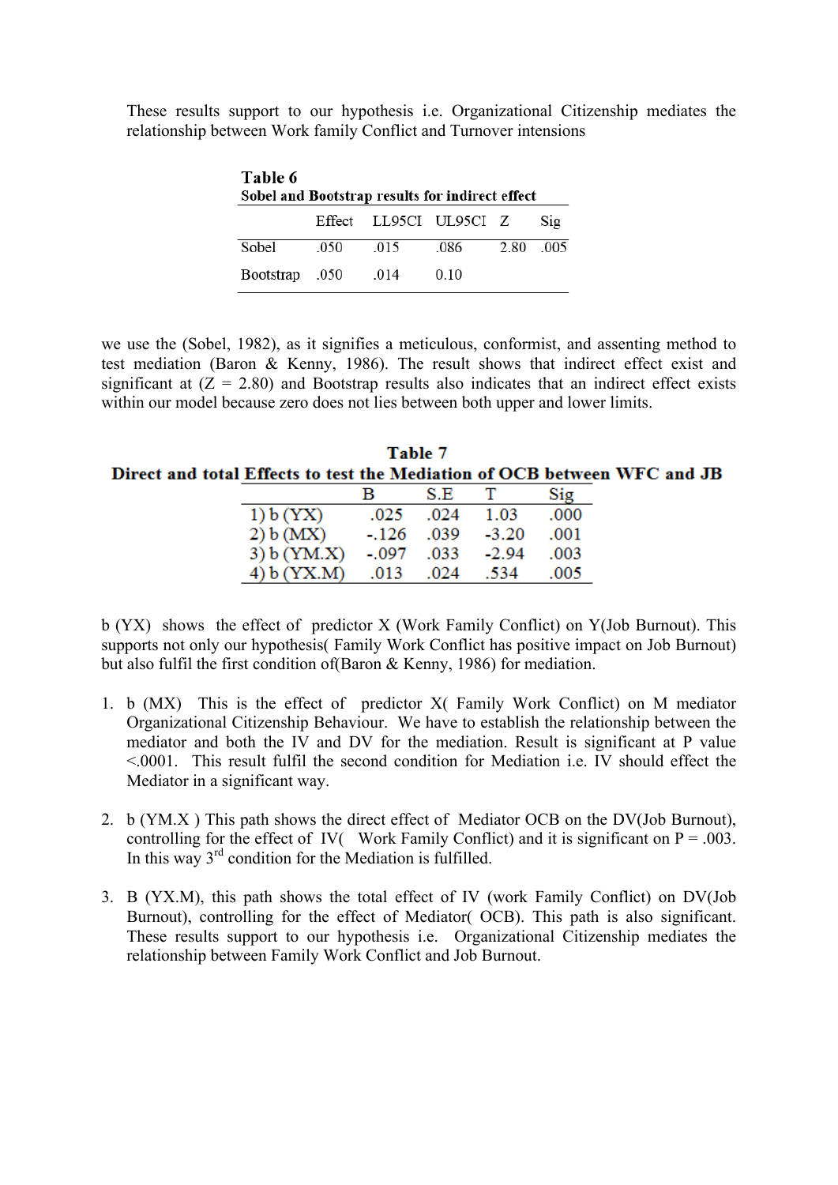These results support to our hypothesis i.e. Organizational Citizenship mediates the relationship between Work family Conflict and Turnover intensions

**Table 6**
**Sobel and Bootstrap results for indirect effect**

| | Effect | LL95CI | UL95CI | Z | Sig |
|---|---|---|---|---|---|
| Sobel | .050 | .015 | .086 | 2.80 | .005 |
| Bootstrap | .050 | .014 | 0.10 | | |

we use the (Sobel, 1982), as it signifies a meticulous, conformist, and assenting method to test mediation (Baron & Kenny, 1986). The result shows that indirect effect exist and significant at (Z = 2.80) and Bootstrap results also indicates that an indirect effect exists within our model because zero does not lies between both upper and lower limits.

**Table 7**
**Direct and total Effects to test the Mediation of OCB between WFC and JB**

| | B | S.E | T | Sig |
|---|---|---|---|---|
| 1) b (YX) | .025 | .024 | 1.03 | .000 |
| 2) b (MX) | -.126 | .039 | -3.20 | .001 |
| 3) b (YM.X) | -.097 | .033 | -2.94 | .003 |
| 4) b (YX.M) | .013 | .024 | .534 | .005 |

b (YX) shows the effect of predictor X (Work Family Conflict) on Y(Job Burnout). This supports not only our hypothesis( Family Work Conflict has positive impact on Job Burnout) but also fulfil the first condition of(Baron & Kenny, 1986) for mediation.

1. b (MX) This is the effect of predictor X( Family Work Conflict) on M mediator Organizational Citizenship Behaviour. We have to establish the relationship between the mediator and both the IV and DV for the mediation. Result is significant at P value <.0001. This result fulfil the second condition for Mediation i.e. IV should effect the Mediator in a significant way.

2. b (YM.X ) This path shows the direct effect of Mediator OCB on the DV(Job Burnout), controlling for the effect of IV( Work Family Conflict) and it is significant on P = .003. In this way 3rd condition for the Mediation is fulfilled.

3. B (YX.M), this path shows the total effect of IV (work Family Conflict) on DV(Job Burnout), controlling for the effect of Mediator( OCB). This path is also significant. These results support to our hypothesis i.e. Organizational Citizenship mediates the relationship between Family Work Conflict and Job Burnout.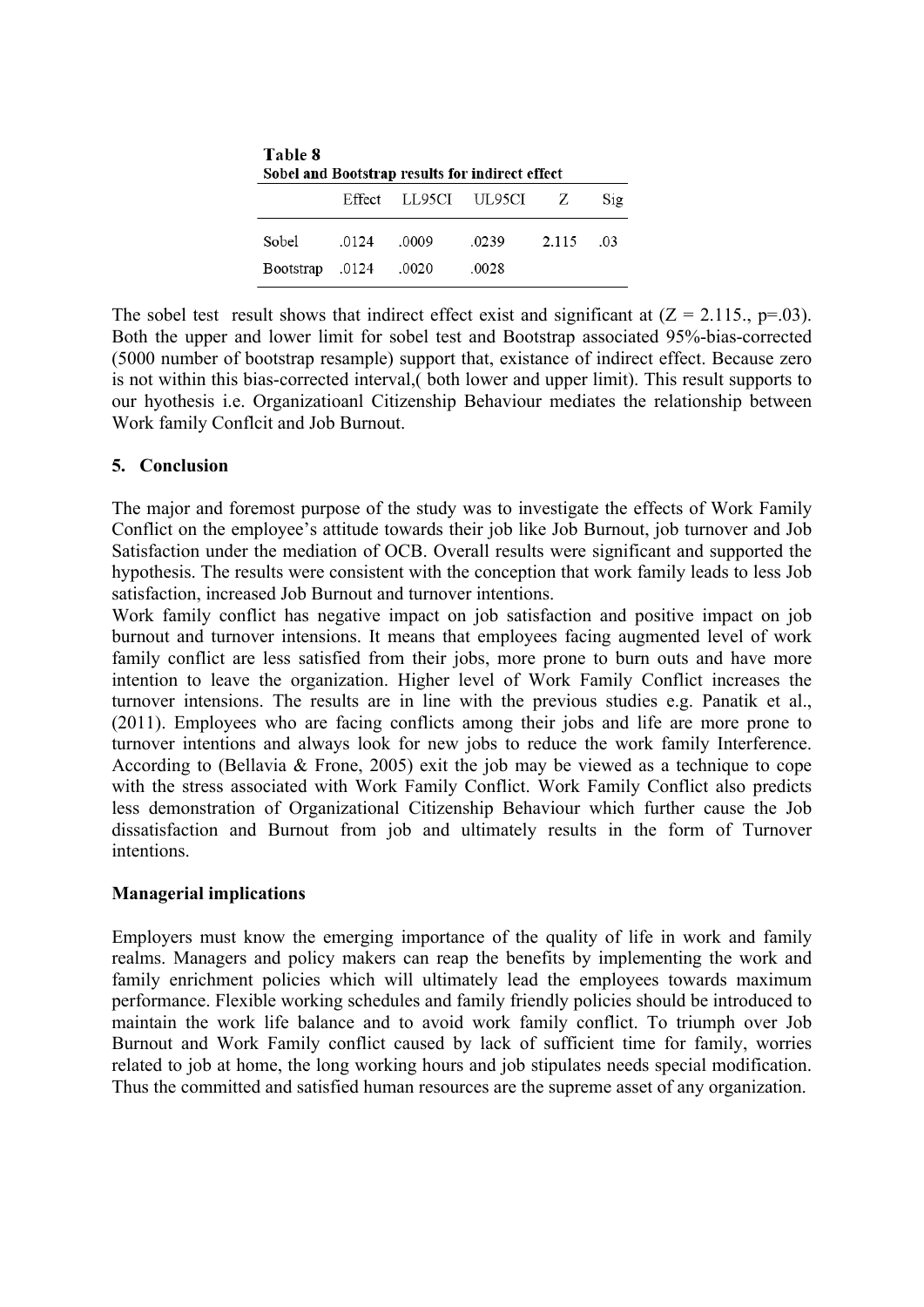**Table 8**
**Sobel and Bootstrap results for indirect effect**

| | Effect | LL95CI | UL95CI | Z | Sig |
|---|---|---|---|---|---|
| Sobel | .0124 | .0009 | .0239 | 2.115 | .03 |
| Bootstrap | .0124 | .0020 | .0028 | | |

The sobel test result shows that indirect effect exist and significant at (Z = 2.115., p=.03). Both the upper and lower limit for sobel test and Bootstrap associated 95%-bias-corrected (5000 number of bootstrap resample) support that, existance of indirect effect. Because zero is not within this bias-corrected interval,( both lower and upper limit). This result supports to our hyothesis i.e. Organizatioanl Citizenship Behaviour mediates the relationship between Work family Conflcit and Job Burnout.

## 5. Conclusion

The major and foremost purpose of the study was to investigate the effects of Work Family Conflict on the employee's attitude towards their job like Job Burnout, job turnover and Job Satisfaction under the mediation of OCB. Overall results were significant and supported the hypothesis. The results were consistent with the conception that work family leads to less Job satisfaction, increased Job Burnout and turnover intentions.

Work family conflict has negative impact on job satisfaction and positive impact on job burnout and turnover intensions. It means that employees facing augmented level of work family conflict are less satisfied from their jobs, more prone to burn outs and have more intention to leave the organization. Higher level of Work Family Conflict increases the turnover intensions. The results are in line with the previous studies e.g. Panatik et al., (2011). Employees who are facing conflicts among their jobs and life are more prone to turnover intentions and always look for new jobs to reduce the work family Interference. According to (Bellavia & Frone, 2005) exit the job may be viewed as a technique to cope with the stress associated with Work Family Conflict. Work Family Conflict also predicts less demonstration of Organizational Citizenship Behaviour which further cause the Job dissatisfaction and Burnout from job and ultimately results in the form of Turnover intentions.

### Managerial implications

Employers must know the emerging importance of the quality of life in work and family realms. Managers and policy makers can reap the benefits by implementing the work and family enrichment policies which will ultimately lead the employees towards maximum performance. Flexible working schedules and family friendly policies should be introduced to maintain the work life balance and to avoid work family conflict. To triumph over Job Burnout and Work Family conflict caused by lack of sufficient time for family, worries related to job at home, the long working hours and job stipulates needs special modification. Thus the committed and satisfied human resources are the supreme asset of any organization.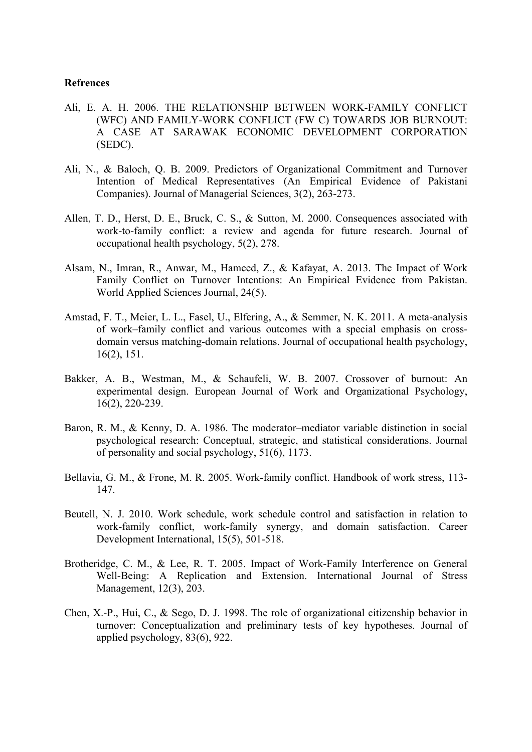**Refrences**

Ali, E. A. H. 2006. THE RELATIONSHIP BETWEEN WORK-FAMILY CONFLICT (WFC) AND FAMILY-WORK CONFLICT (FW C) TOWARDS JOB BURNOUT: A CASE AT SARAWAK ECONOMIC DEVELOPMENT CORPORATION (SEDC).

Ali, N., & Baloch, Q. B. 2009. Predictors of Organizational Commitment and Turnover Intention of Medical Representatives (An Empirical Evidence of Pakistani Companies). Journal of Managerial Sciences, 3(2), 263-273.

Allen, T. D., Herst, D. E., Bruck, C. S., & Sutton, M. 2000. Consequences associated with work-to-family conflict: a review and agenda for future research. Journal of occupational health psychology, 5(2), 278.

Alsam, N., Imran, R., Anwar, M., Hameed, Z., & Kafayat, A. 2013. The Impact of Work Family Conflict on Turnover Intentions: An Empirical Evidence from Pakistan. World Applied Sciences Journal, 24(5).

Amstad, F. T., Meier, L. L., Fasel, U., Elfering, A., & Semmer, N. K. 2011. A meta-analysis of work–family conflict and various outcomes with a special emphasis on cross-domain versus matching-domain relations. Journal of occupational health psychology, 16(2), 151.

Bakker, A. B., Westman, M., & Schaufeli, W. B. 2007. Crossover of burnout: An experimental design. European Journal of Work and Organizational Psychology, 16(2), 220-239.

Baron, R. M., & Kenny, D. A. 1986. The moderator–mediator variable distinction in social psychological research: Conceptual, strategic, and statistical considerations. Journal of personality and social psychology, 51(6), 1173.

Bellavia, G. M., & Frone, M. R. 2005. Work-family conflict. Handbook of work stress, 113-147.

Beutell, N. J. 2010. Work schedule, work schedule control and satisfaction in relation to work-family conflict, work-family synergy, and domain satisfaction. Career Development International, 15(5), 501-518.

Brotheridge, C. M., & Lee, R. T. 2005. Impact of Work-Family Interference on General Well-Being: A Replication and Extension. International Journal of Stress Management, 12(3), 203.

Chen, X.-P., Hui, C., & Sego, D. J. 1998. The role of organizational citizenship behavior in turnover: Conceptualization and preliminary tests of key hypotheses. Journal of applied psychology, 83(6), 922.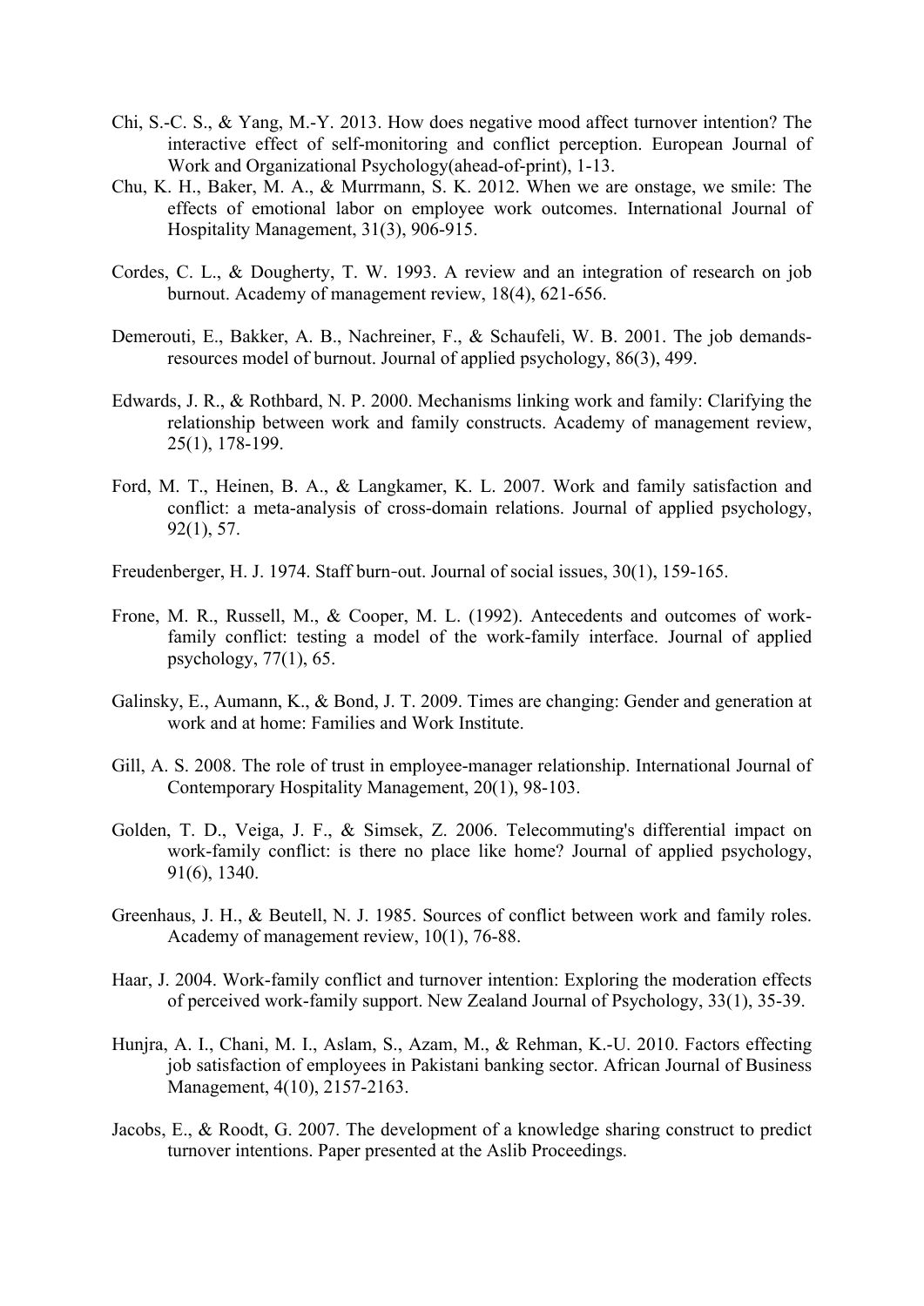Chi, S.-C. S., & Yang, M.-Y. 2013. How does negative mood affect turnover intention? The interactive effect of self-monitoring and conflict perception. European Journal of Work and Organizational Psychology(ahead-of-print), 1-13.

Chu, K. H., Baker, M. A., & Murrmann, S. K. 2012. When we are onstage, we smile: The effects of emotional labor on employee work outcomes. International Journal of Hospitality Management, 31(3), 906-915.

Cordes, C. L., & Dougherty, T. W. 1993. A review and an integration of research on job burnout. Academy of management review, 18(4), 621-656.

Demerouti, E., Bakker, A. B., Nachreiner, F., & Schaufeli, W. B. 2001. The job demands-resources model of burnout. Journal of applied psychology, 86(3), 499.

Edwards, J. R., & Rothbard, N. P. 2000. Mechanisms linking work and family: Clarifying the relationship between work and family constructs. Academy of management review, 25(1), 178-199.

Ford, M. T., Heinen, B. A., & Langkamer, K. L. 2007. Work and family satisfaction and conflict: a meta-analysis of cross-domain relations. Journal of applied psychology, 92(1), 57.

Freudenberger, H. J. 1974. Staff burn-out. Journal of social issues, 30(1), 159-165.

Frone, M. R., Russell, M., & Cooper, M. L. (1992). Antecedents and outcomes of work-family conflict: testing a model of the work-family interface. Journal of applied psychology, 77(1), 65.

Galinsky, E., Aumann, K., & Bond, J. T. 2009. Times are changing: Gender and generation at work and at home: Families and Work Institute.

Gill, A. S. 2008. The role of trust in employee-manager relationship. International Journal of Contemporary Hospitality Management, 20(1), 98-103.

Golden, T. D., Veiga, J. F., & Simsek, Z. 2006. Telecommuting's differential impact on work-family conflict: is there no place like home? Journal of applied psychology, 91(6), 1340.

Greenhaus, J. H., & Beutell, N. J. 1985. Sources of conflict between work and family roles. Academy of management review, 10(1), 76-88.

Haar, J. 2004. Work-family conflict and turnover intention: Exploring the moderation effects of perceived work-family support. New Zealand Journal of Psychology, 33(1), 35-39.

Hunjra, A. I., Chani, M. I., Aslam, S., Azam, M., & Rehman, K.-U. 2010. Factors effecting job satisfaction of employees in Pakistani banking sector. African Journal of Business Management, 4(10), 2157-2163.

Jacobs, E., & Roodt, G. 2007. The development of a knowledge sharing construct to predict turnover intentions. Paper presented at the Aslib Proceedings.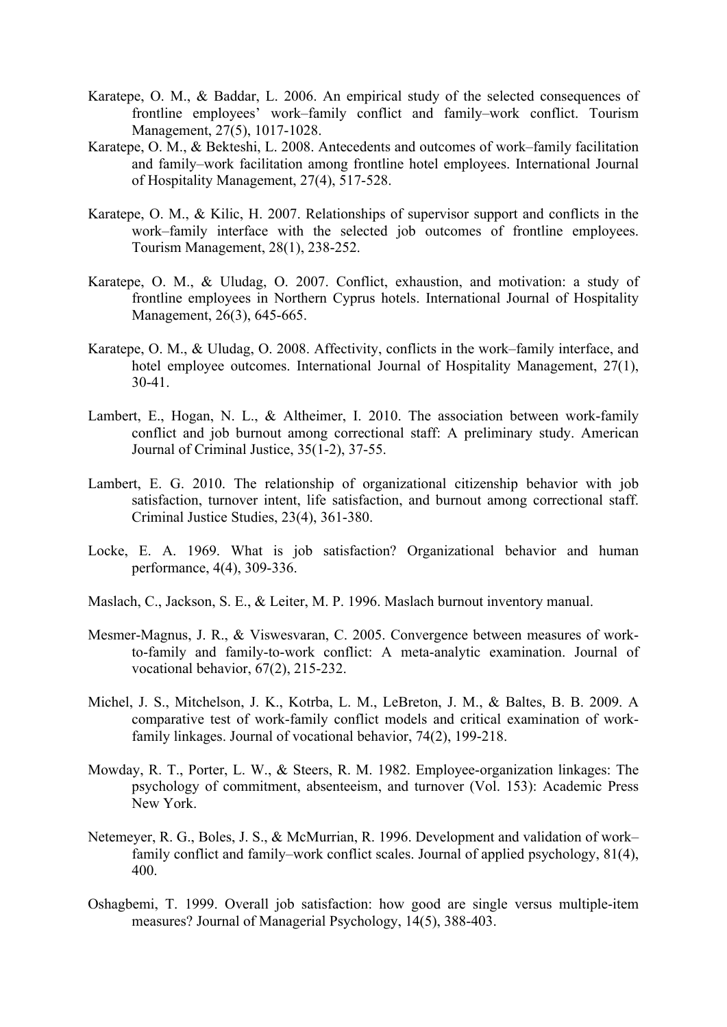Karatepe, O. M., & Baddar, L. 2006. An empirical study of the selected consequences of frontline employees' work–family conflict and family–work conflict. Tourism Management, 27(5), 1017-1028.

Karatepe, O. M., & Bekteshi, L. 2008. Antecedents and outcomes of work–family facilitation and family–work facilitation among frontline hotel employees. International Journal of Hospitality Management, 27(4), 517-528.

Karatepe, O. M., & Kilic, H. 2007. Relationships of supervisor support and conflicts in the work–family interface with the selected job outcomes of frontline employees. Tourism Management, 28(1), 238-252.

Karatepe, O. M., & Uludag, O. 2007. Conflict, exhaustion, and motivation: a study of frontline employees in Northern Cyprus hotels. International Journal of Hospitality Management, 26(3), 645-665.

Karatepe, O. M., & Uludag, O. 2008. Affectivity, conflicts in the work–family interface, and hotel employee outcomes. International Journal of Hospitality Management, 27(1), 30-41.

Lambert, E., Hogan, N. L., & Altheimer, I. 2010. The association between work-family conflict and job burnout among correctional staff: A preliminary study. American Journal of Criminal Justice, 35(1-2), 37-55.

Lambert, E. G. 2010. The relationship of organizational citizenship behavior with job satisfaction, turnover intent, life satisfaction, and burnout among correctional staff. Criminal Justice Studies, 23(4), 361-380.

Locke, E. A. 1969. What is job satisfaction? Organizational behavior and human performance, 4(4), 309-336.

Maslach, C., Jackson, S. E., & Leiter, M. P. 1996. Maslach burnout inventory manual.

Mesmer-Magnus, J. R., & Viswesvaran, C. 2005. Convergence between measures of work-to-family and family-to-work conflict: A meta-analytic examination. Journal of vocational behavior, 67(2), 215-232.

Michel, J. S., Mitchelson, J. K., Kotrba, L. M., LeBreton, J. M., & Baltes, B. B. 2009. A comparative test of work-family conflict models and critical examination of work-family linkages. Journal of vocational behavior, 74(2), 199-218.

Mowday, R. T., Porter, L. W., & Steers, R. M. 1982. Employee-organization linkages: The psychology of commitment, absenteeism, and turnover (Vol. 153): Academic Press New York.

Netemeyer, R. G., Boles, J. S., & McMurrian, R. 1996. Development and validation of work–family conflict and family–work conflict scales. Journal of applied psychology, 81(4), 400.

Oshagbemi, T. 1999. Overall job satisfaction: how good are single versus multiple-item measures? Journal of Managerial Psychology, 14(5), 388-403.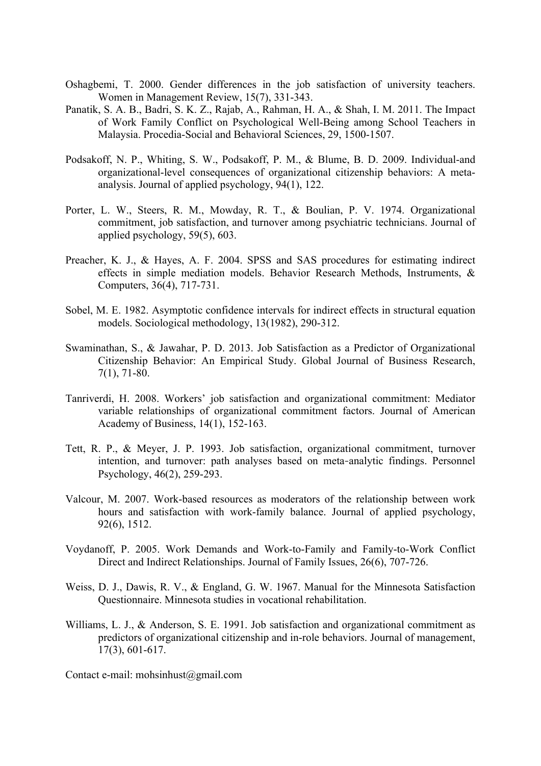Oshagbemi, T. 2000. Gender differences in the job satisfaction of university teachers. Women in Management Review, 15(7), 331-343.

Panatik, S. A. B., Badri, S. K. Z., Rajab, A., Rahman, H. A., & Shah, I. M. 2011. The Impact of Work Family Conflict on Psychological Well-Being among School Teachers in Malaysia. Procedia-Social and Behavioral Sciences, 29, 1500-1507.

Podsakoff, N. P., Whiting, S. W., Podsakoff, P. M., & Blume, B. D. 2009. Individual-and organizational-level consequences of organizational citizenship behaviors: A meta-analysis. Journal of applied psychology, 94(1), 122.

Porter, L. W., Steers, R. M., Mowday, R. T., & Boulian, P. V. 1974. Organizational commitment, job satisfaction, and turnover among psychiatric technicians. Journal of applied psychology, 59(5), 603.

Preacher, K. J., & Hayes, A. F. 2004. SPSS and SAS procedures for estimating indirect effects in simple mediation models. Behavior Research Methods, Instruments, & Computers, 36(4), 717-731.

Sobel, M. E. 1982. Asymptotic confidence intervals for indirect effects in structural equation models. Sociological methodology, 13(1982), 290-312.

Swaminathan, S., & Jawahar, P. D. 2013. Job Satisfaction as a Predictor of Organizational Citizenship Behavior: An Empirical Study. Global Journal of Business Research, 7(1), 71-80.

Tanriverdi, H. 2008. Workers' job satisfaction and organizational commitment: Mediator variable relationships of organizational commitment factors. Journal of American Academy of Business, 14(1), 152-163.

Tett, R. P., & Meyer, J. P. 1993. Job satisfaction, organizational commitment, turnover intention, and turnover: path analyses based on meta‐analytic findings. Personnel Psychology, 46(2), 259-293.

Valcour, M. 2007. Work-based resources as moderators of the relationship between work hours and satisfaction with work-family balance. Journal of applied psychology, 92(6), 1512.

Voydanoff, P. 2005. Work Demands and Work-to-Family and Family-to-Work Conflict Direct and Indirect Relationships. Journal of Family Issues, 26(6), 707-726.

Weiss, D. J., Dawis, R. V., & England, G. W. 1967. Manual for the Minnesota Satisfaction Questionnaire. Minnesota studies in vocational rehabilitation.

Williams, L. J., & Anderson, S. E. 1991. Job satisfaction and organizational commitment as predictors of organizational citizenship and in-role behaviors. Journal of management, 17(3), 601-617.

Contact e-mail: mohsinhust@gmail.com